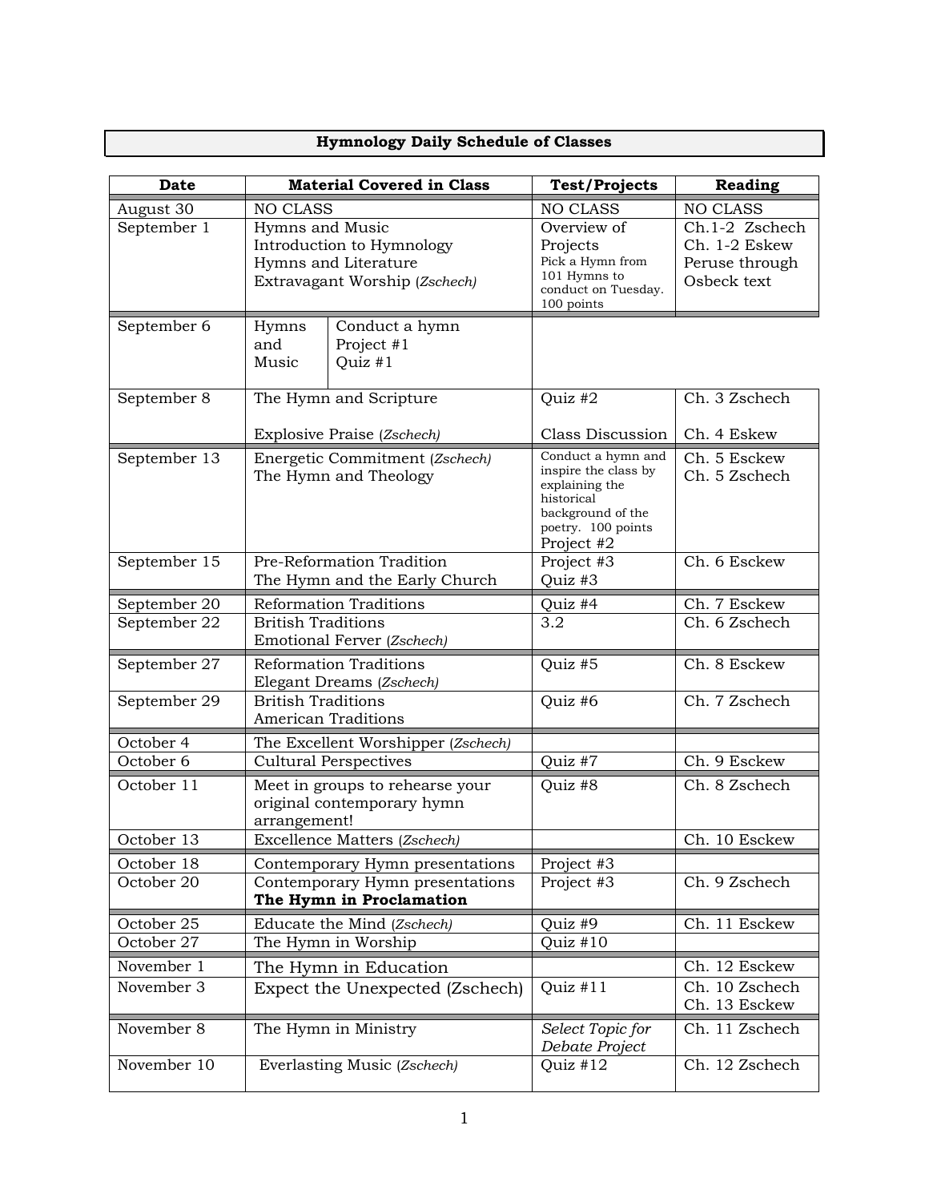## Hymnology Daily Schedule of Classes

| Date | Material Covered in Class | Test/Projects | Reading |
|---|---|---|---|
| August 30 | NO CLASS | NO CLASS | NO CLASS |
| September 1 | Hymns and Music<br>Introduction to Hymnology<br>Hymns and Literature<br>Extravagant Worship (*Zschech)* | Overview of Projects<br>Pick a Hymn from 101 Hymns to conduct on Tuesday. 100 points | Ch.1-2 Zschech<br>Ch. 1-2 Eskew<br>Peruse through Osbeck text |
| September 6 | Hymns and Music — Conduct a hymn<br>Project #1<br>Quiz #1 | | |
| September 8 | The Hymn and Scripture<br><br>Explosive Praise (*Zschech)* | Quiz #2<br><br>Class Discussion | Ch. 3 Zschech<br><br>Ch. 4 Eskew |
| September 13 | Energetic Commitment (*Zschech)*<br>The Hymn and Theology | Conduct a hymn and inspire the class by explaining the historical background of the poetry. 100 points<br>Project #2 | Ch. 5 Esckew<br>Ch. 5 Zschech |
| September 15 | Pre-Reformation Tradition<br>The Hymn and the Early Church | Project #3<br>Quiz #3 | Ch. 6 Esckew |
| September 20 | Reformation Traditions | Quiz #4 | Ch. 7 Esckew |
| September 22 | British Traditions<br>Emotional Ferver (*Zschech)* | 3.2 | Ch. 6 Zschech |
| September 27 | Reformation Traditions<br>Elegant Dreams (*Zschech)* | Quiz #5 | Ch. 8 Esckew |
| September 29 | British Traditions<br>American Traditions | Quiz #6 | Ch. 7 Zschech |
| October 4 | The Excellent Worshipper (*Zschech)* | | |
| October 6 | Cultural Perspectives | Quiz #7 | Ch. 9 Esckew |
| October 11 | Meet in groups to rehearse your original contemporary hymn arrangement! | Quiz #8 | Ch. 8 Zschech |
| October 13 | Excellence Matters (*Zschech)* | | Ch. 10 Esckew |
| October 18 | Contemporary Hymn presentations | Project #3 | |
| October 20 | Contemporary Hymn presentations<br>**The Hymn in Proclamation** | Project #3 | Ch. 9 Zschech |
| October 25 | Educate the Mind (*Zschech)* | Quiz #9 | Ch. 11 Esckew |
| October 27 | The Hymn in Worship | Quiz #10 | |
| November 1 | The Hymn in Education | | Ch. 12 Esckew |
| November 3 | Expect the Unexpected (Zschech) | Quiz #11 | Ch. 10 Zschech<br>Ch. 13 Esckew |
| November 8 | The Hymn in Ministry | *Select Topic for Debate Project* | Ch. 11 Zschech |
| November 10 | Everlasting Music (*Zschech)* | Quiz #12 | Ch. 12 Zschech |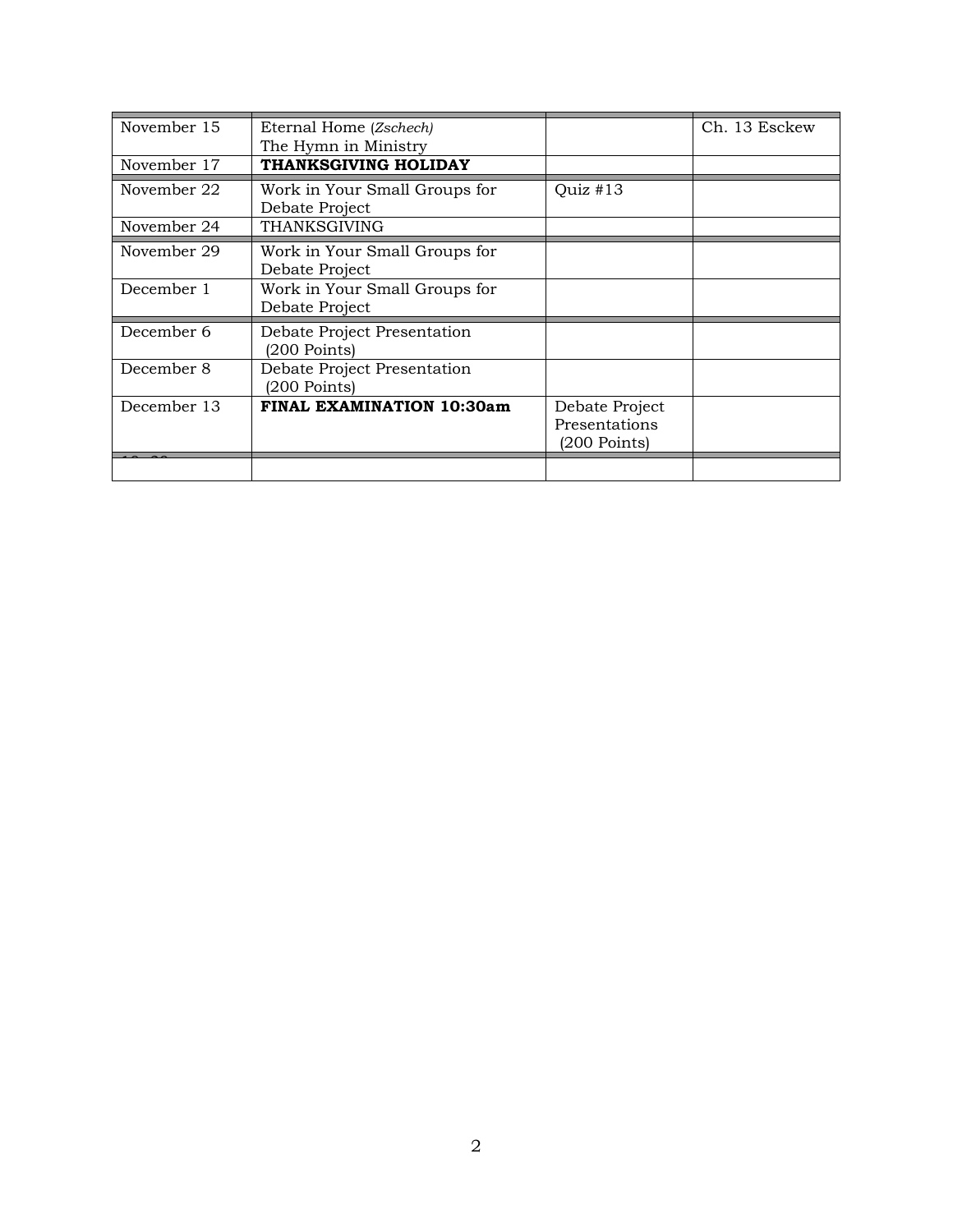| | | | |
|---|---|---|---|
| November 15 | Eternal Home (*Zschech)*<br>The Hymn in Ministry | | Ch. 13 Esckew |
| November 17 | **THANKSGIVING HOLIDAY** | | |
| November 22 | Work in Your Small Groups for Debate Project | Quiz #13 | |
| November 24 | THANKSGIVING | | |
| November 29 | Work in Your Small Groups for Debate Project | | |
| December 1 | Work in Your Small Groups for Debate Project | | |
| December 6 | Debate Project Presentation (200 Points) | | |
| December 8 | Debate Project Presentation (200 Points) | | |
| December 13 | **FINAL EXAMINATION 10:30am** | Debate Project Presentations (200 Points) | |
| | | | |